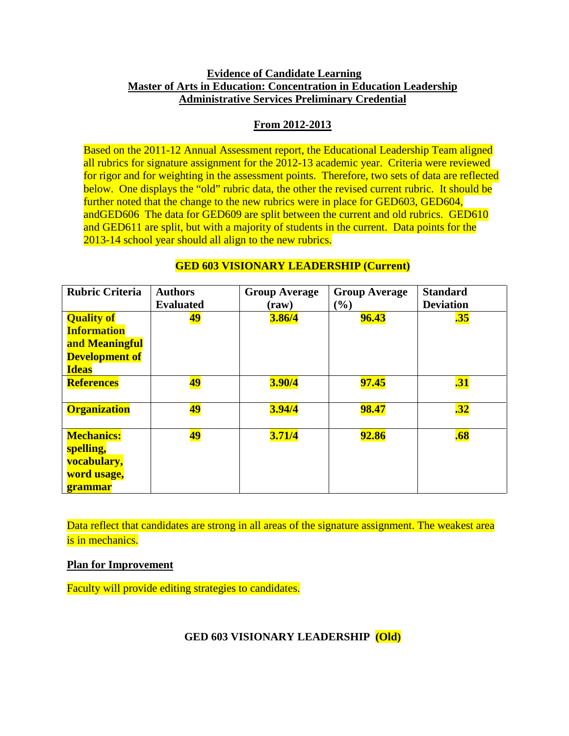**Evidence of Candidate Learning**
**Master of Arts in Education: Concentration in Education Leadership**
**Administrative Services Preliminary Credential**

**From 2012-2013**

Based on the 2011-12 Annual Assessment report, the Educational Leadership Team aligned all rubrics for signature assignment for the 2012-13 academic year. Criteria were reviewed for rigor and for weighting in the assessment points. Therefore, two sets of data are reflected below. One displays the "old" rubric data, the other the revised current rubric. It should be further noted that the change to the new rubrics were in place for GED603, GED604, andGED606 The data for GED609 are split between the current and old rubrics. GED610 and GED611 are split, but with a majority of students in the current. Data points for the 2013-14 school year should all align to the new rubrics.

**GED 603 VISIONARY LEADERSHIP (Current)**

| Rubric Criteria | Authors Evaluated | Group Average (raw) | Group Average (%) | Standard Deviation |
|---|---|---|---|---|
| **Quality of Information and Meaningful Development of Ideas** | **49** | **3.86/4** | **96.43** | **.35** |
| **References** | **49** | **3.90/4** | **97.45** | **.31** |
| **Organization** | **49** | **3.94/4** | **98.47** | **.32** |
| **Mechanics: spelling, vocabulary, word usage, grammar** | **49** | **3.71/4** | **92.86** | **.68** |

Data reflect that candidates are strong in all areas of the signature assignment. The weakest area is in mechanics.

**Plan for Improvement**

Faculty will provide editing strategies to candidates.

**GED 603 VISIONARY LEADERSHIP (Old)**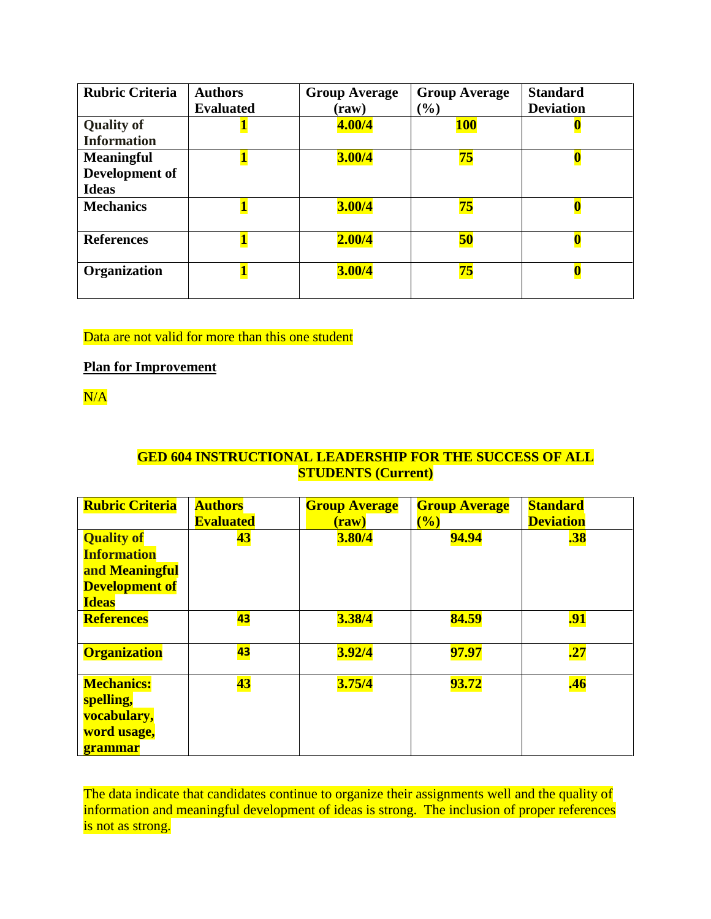| Rubric Criteria | Authors Evaluated | Group Average (raw) | Group Average (%) | Standard Deviation |
|---|---|---|---|---|
| **Quality of Information** | **1** | **4.00/4** | **100** | **0** |
| **Meaningful Development of Ideas** | **1** | **3.00/4** | **75** | **0** |
| **Mechanics** | **1** | **3.00/4** | **75** | **0** |
| **References** | **1** | **2.00/4** | **50** | **0** |
| **Organization** | **1** | **3.00/4** | **75** | **0** |

Data are not valid for more than this one student

**Plan for Improvement**

N/A

## GED 604 INSTRUCTIONAL LEADERSHIP FOR THE SUCCESS OF ALL STUDENTS (Current)

| Rubric Criteria | Authors Evaluated | Group Average (raw) | Group Average (%) | Standard Deviation |
|---|---|---|---|---|
| **Quality of Information and Meaningful Development of Ideas** | **43** | **3.80/4** | **94.94** | **.38** |
| **References** | **43** | **3.38/4** | **84.59** | **.91** |
| **Organization** | **43** | **3.92/4** | **97.97** | **.27** |
| **Mechanics: spelling, vocabulary, word usage, grammar** | **43** | **3.75/4** | **93.72** | **.46** |

The data indicate that candidates continue to organize their assignments well and the quality of information and meaningful development of ideas is strong. The inclusion of proper references is not as strong.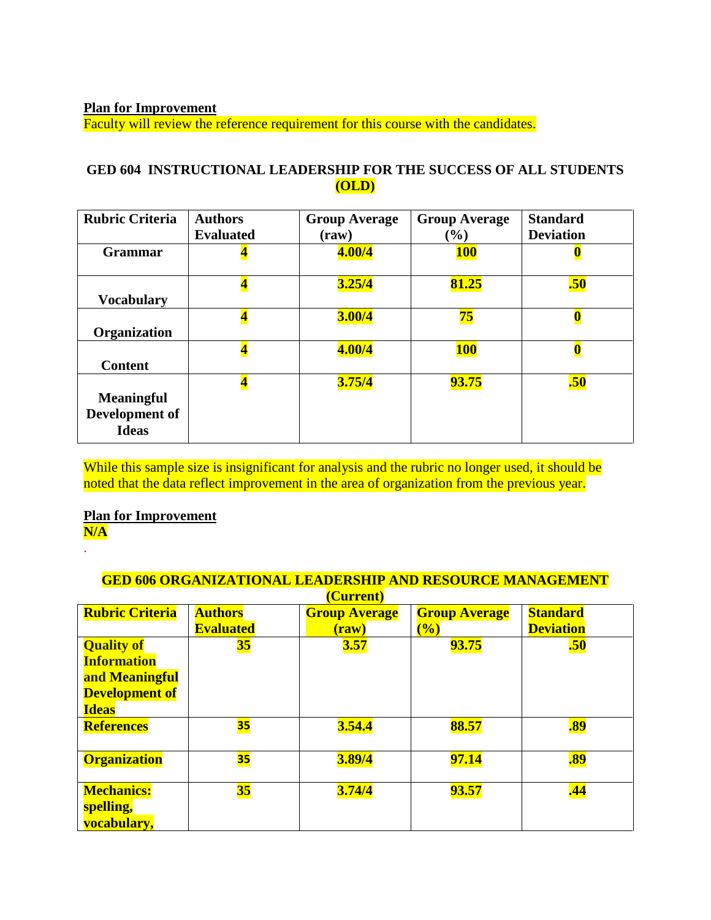**Plan for Improvement**

Faculty will review the reference requirement for this course with the candidates.

### GED 604 INSTRUCTIONAL LEADERSHIP FOR THE SUCCESS OF ALL STUDENTS (OLD)

| Rubric Criteria | Authors Evaluated | Group Average (raw) | Group Average (%) | Standard Deviation |
|---|---|---|---|---|
| **Grammar** | **4** | **4.00/4** | **100** | **0** |
| **Vocabulary** | **4** | **3.25/4** | **81.25** | **.50** |
| **Organization** | **4** | **3.00/4** | **75** | **0** |
| **Content** | **4** | **4.00/4** | **100** | **0** |
| **Meaningful Development of Ideas** | **4** | **3.75/4** | **93.75** | **.50** |

While this sample size is insignificant for analysis and the rubric no longer used, it should be noted that the data reflect improvement in the area of organization from the previous year.

**Plan for Improvement**

**N/A**

.

### GED 606 ORGANIZATIONAL LEADERSHIP AND RESOURCE MANAGEMENT (Current)

| Rubric Criteria | Authors Evaluated | Group Average (raw) | Group Average (%) | Standard Deviation |
|---|---|---|---|---|
| **Quality of Information and Meaningful Development of Ideas** | **35** | **3.57** | **93.75** | **.50** |
| **References** | **35** | **3.54.4** | **88.57** | **.89** |
| **Organization** | **35** | **3.89/4** | **97.14** | **.89** |
| **Mechanics: spelling, vocabulary,** | **35** | **3.74/4** | **93.57** | **.44** |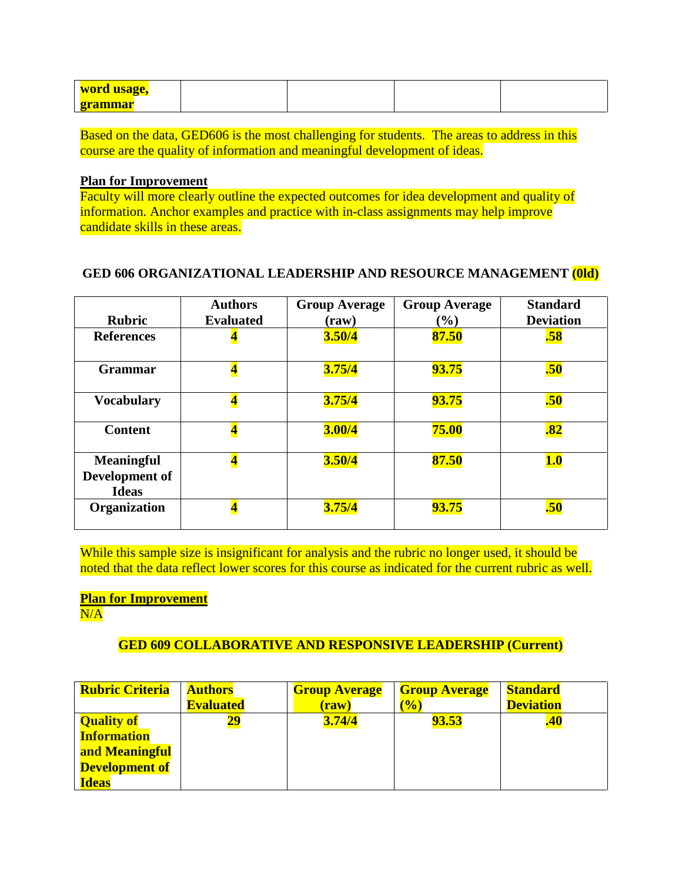| word usage, grammar | | | | |
|---|---|---|---|---|

Based on the data, GED606 is the most challenging for students. The areas to address in this course are the quality of information and meaningful development of ideas.

**Plan for Improvement**
Faculty will more clearly outline the expected outcomes for idea development and quality of information. Anchor examples and practice with in-class assignments may help improve candidate skills in these areas.

### GED 606 ORGANIZATIONAL LEADERSHIP AND RESOURCE MANAGEMENT (0ld)

| Rubric | Authors Evaluated | Group Average (raw) | Group Average (%) | Standard Deviation |
|---|---|---|---|---|
| References | 4 | 3.50/4 | 87.50 | .58 |
| Grammar | 4 | 3.75/4 | 93.75 | .50 |
| Vocabulary | 4 | 3.75/4 | 93.75 | .50 |
| Content | 4 | 3.00/4 | 75.00 | .82 |
| Meaningful Development of Ideas | 4 | 3.50/4 | 87.50 | 1.0 |
| Organization | 4 | 3.75/4 | 93.75 | .50 |

While this sample size is insignificant for analysis and the rubric no longer used, it should be noted that the data reflect lower scores for this course as indicated for the current rubric as well.

**Plan for Improvement**
N/A

### GED 609 COLLABORATIVE AND RESPONSIVE LEADERSHIP (Current)

| Rubric Criteria | Authors Evaluated | Group Average (raw) | Group Average (%) | Standard Deviation |
|---|---|---|---|---|
| Quality of Information and Meaningful Development of Ideas | 29 | 3.74/4 | 93.53 | .40 |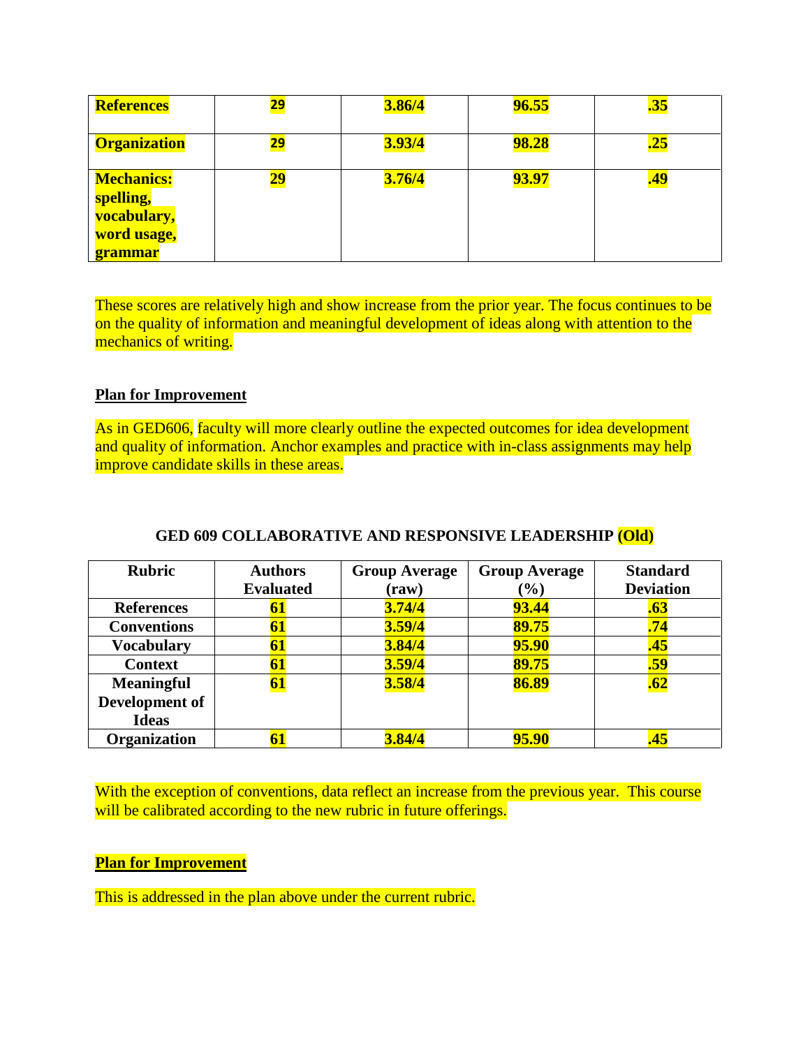| | | | | |
|---|---|---|---|---|
| **References** | **29** | **3.86/4** | **96.55** | **.35** |
| **Organization** | **29** | **3.93/4** | **98.28** | **.25** |
| **Mechanics: spelling, vocabulary, word usage, grammar** | **29** | **3.76/4** | **93.97** | **.49** |

These scores are relatively high and show increase from the prior year. The focus continues to be on the quality of information and meaningful development of ideas along with attention to the mechanics of writing.

**Plan for Improvement**

As in GED606, faculty will more clearly outline the expected outcomes for idea development and quality of information. Anchor examples and practice with in-class assignments may help improve candidate skills in these areas.

### GED 609 COLLABORATIVE AND RESPONSIVE LEADERSHIP (Old)

| Rubric | Authors Evaluated | Group Average (raw) | Group Average (%) | Standard Deviation |
|---|---|---|---|---|
| **References** | **61** | **3.74/4** | **93.44** | **.63** |
| **Conventions** | **61** | **3.59/4** | **89.75** | **.74** |
| **Vocabulary** | **61** | **3.84/4** | **95.90** | **.45** |
| **Context** | **61** | **3.59/4** | **89.75** | **.59** |
| **Meaningful Development of Ideas** | **61** | **3.58/4** | **86.89** | **.62** |
| **Organization** | **61** | **3.84/4** | **95.90** | **.45** |

With the exception of conventions, data reflect an increase from the previous year. This course will be calibrated according to the new rubric in future offerings.

**Plan for Improvement**

This is addressed in the plan above under the current rubric.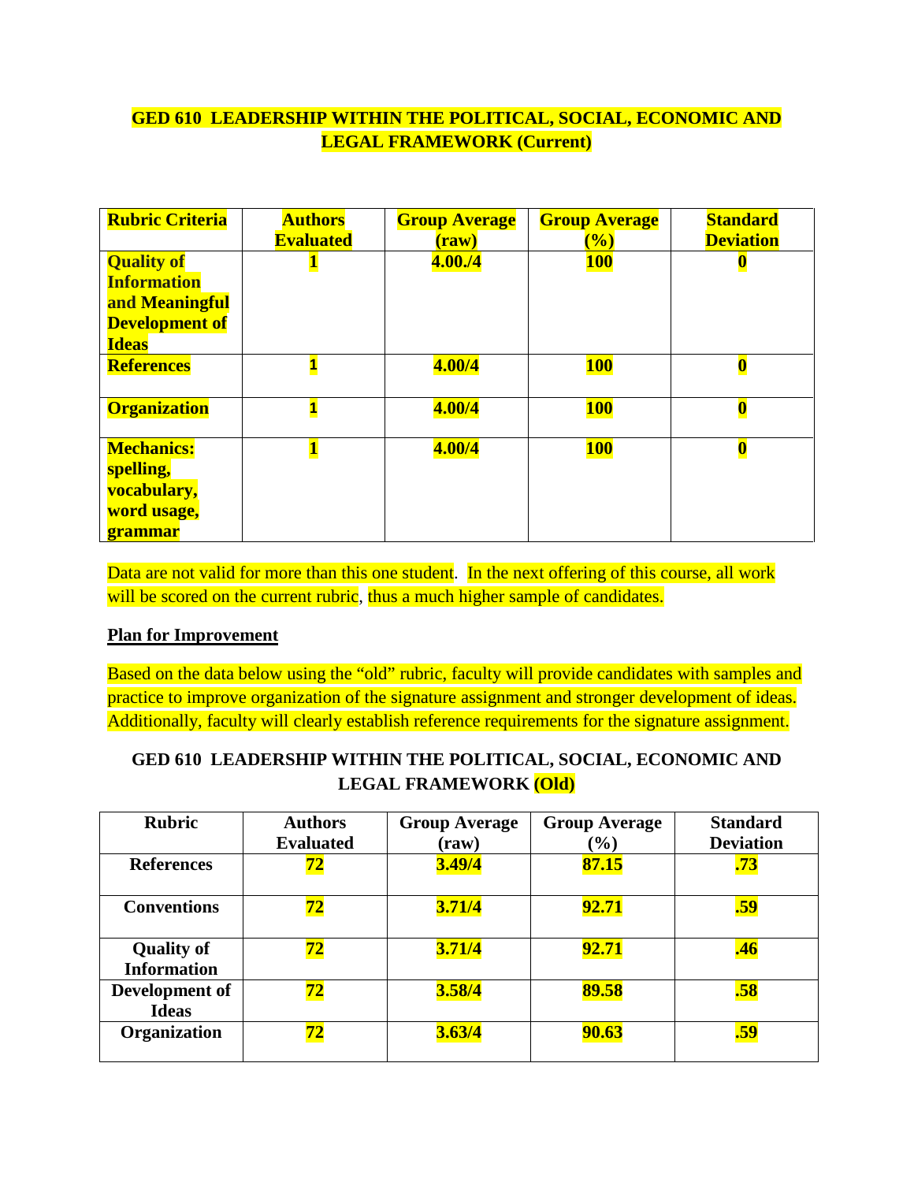**GED 610 LEADERSHIP WITHIN THE POLITICAL, SOCIAL, ECONOMIC AND LEGAL FRAMEWORK (Current)**

| Rubric Criteria | Authors Evaluated | Group Average (raw) | Group Average (%) | Standard Deviation |
|---|---|---|---|---|
| **Quality of Information and Meaningful Development of Ideas** | **1** | **4.00./4** | **100** | **0** |
| **References** | **1** | **4.00/4** | **100** | **0** |
| **Organization** | **1** | **4.00/4** | **100** | **0** |
| **Mechanics: spelling, vocabulary, word usage, grammar** | **1** | **4.00/4** | **100** | **0** |

Data are not valid for more than this one student. In the next offering of this course, all work will be scored on the current rubric, thus a much higher sample of candidates.

**Plan for Improvement**

Based on the data below using the "old" rubric, faculty will provide candidates with samples and practice to improve organization of the signature assignment and stronger development of ideas. Additionally, faculty will clearly establish reference requirements for the signature assignment.

**GED 610 LEADERSHIP WITHIN THE POLITICAL, SOCIAL, ECONOMIC AND LEGAL FRAMEWORK (Old)**

| Rubric | Authors Evaluated | Group Average (raw) | Group Average (%) | Standard Deviation |
|---|---|---|---|---|
| **References** | **72** | **3.49/4** | **87.15** | **.73** |
| **Conventions** | **72** | **3.71/4** | **92.71** | **.59** |
| **Quality of Information** | **72** | **3.71/4** | **92.71** | **.46** |
| **Development of Ideas** | **72** | **3.58/4** | **89.58** | **.58** |
| **Organization** | **72** | **3.63/4** | **90.63** | **.59** |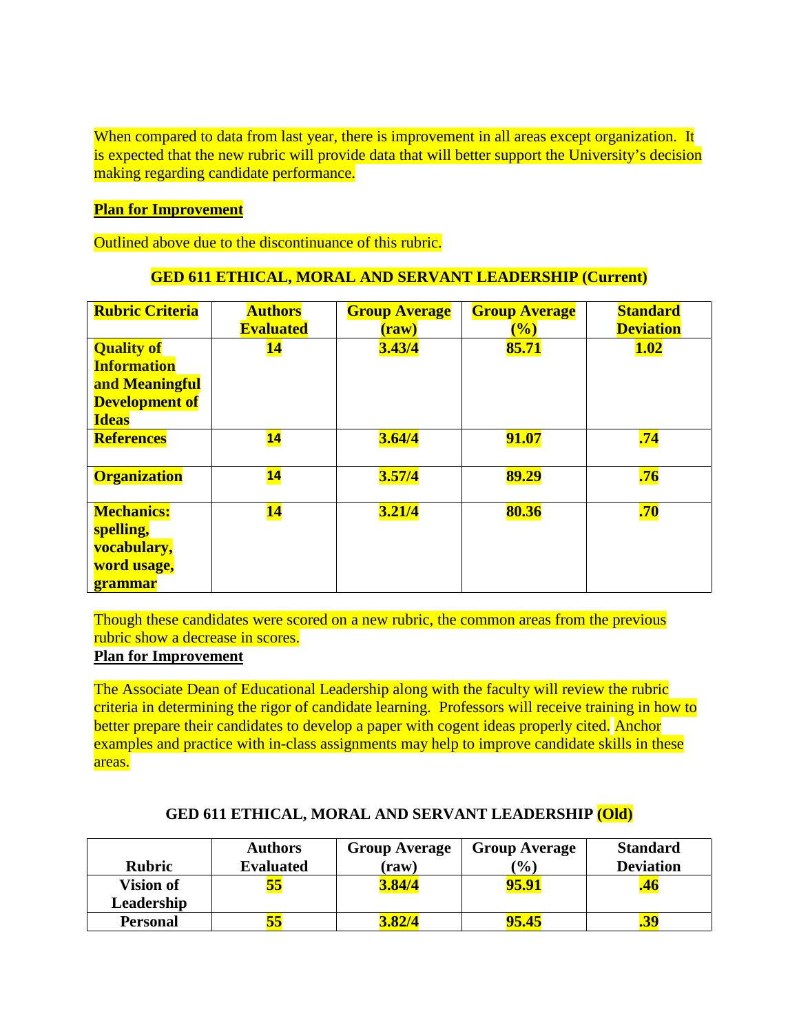When compared to data from last year, there is improvement in all areas except organization. It is expected that the new rubric will provide data that will better support the University's decision making regarding candidate performance.

**Plan for Improvement**

Outlined above due to the discontinuance of this rubric.

**GED 611 ETHICAL, MORAL AND SERVANT LEADERSHIP (Current)**

| Rubric Criteria | Authors Evaluated | Group Average (raw) | Group Average (%) | Standard Deviation |
|---|---|---|---|---|
| **Quality of Information and Meaningful Development of Ideas** | **14** | **3.43/4** | **85.71** | **1.02** |
| **References** | **14** | **3.64/4** | **91.07** | **.74** |
| **Organization** | **14** | **3.57/4** | **89.29** | **.76** |
| **Mechanics: spelling, vocabulary, word usage, grammar** | **14** | **3.21/4** | **80.36** | **.70** |

Though these candidates were scored on a new rubric, the common areas from the previous rubric show a decrease in scores.

**Plan for Improvement**

The Associate Dean of Educational Leadership along with the faculty will review the rubric criteria in determining the rigor of candidate learning. Professors will receive training in how to better prepare their candidates to develop a paper with cogent ideas properly cited. Anchor examples and practice with in-class assignments may help to improve candidate skills in these areas.

**GED 611 ETHICAL, MORAL AND SERVANT LEADERSHIP (Old)**

| Rubric | Authors Evaluated | Group Average (raw) | Group Average (%) | Standard Deviation |
|---|---|---|---|---|
| **Vision of Leadership** | **55** | **3.84/4** | **95.91** | **.46** |
| **Personal** | **55** | **3.82/4** | **95.45** | **.39** |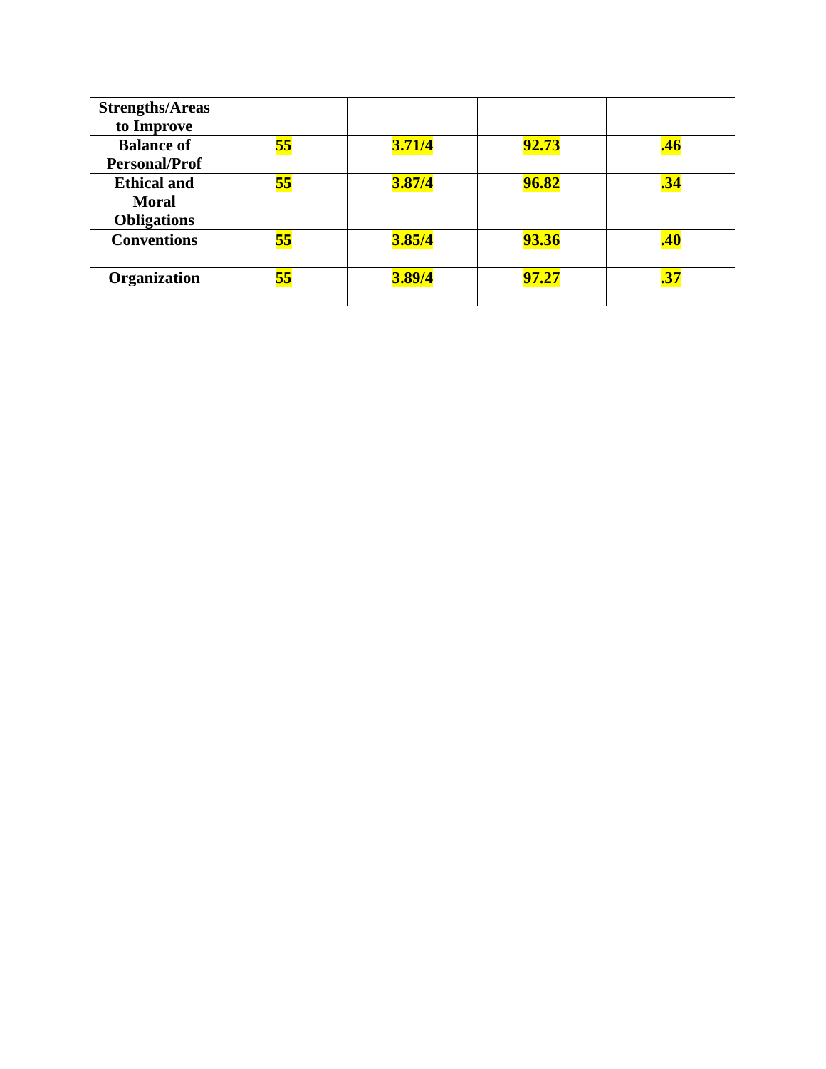| Strengths/Areas to Improve | | | | |
|---|---|---|---|---|
| Balance of Personal/Prof | 55 | 3.71/4 | 92.73 | .46 |
| Ethical and Moral Obligations | 55 | 3.87/4 | 96.82 | .34 |
| Conventions | 55 | 3.85/4 | 93.36 | .40 |
| Organization | 55 | 3.89/4 | 97.27 | .37 |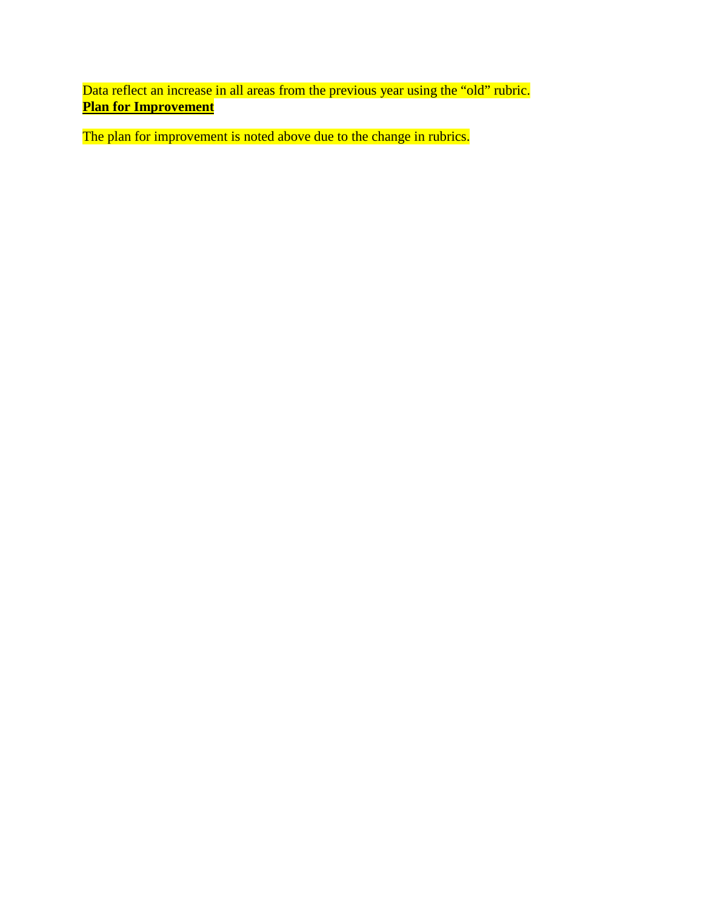Data reflect an increase in all areas from the previous year using the “old” rubric.

**Plan for Improvement**

The plan for improvement is noted above due to the change in rubrics.